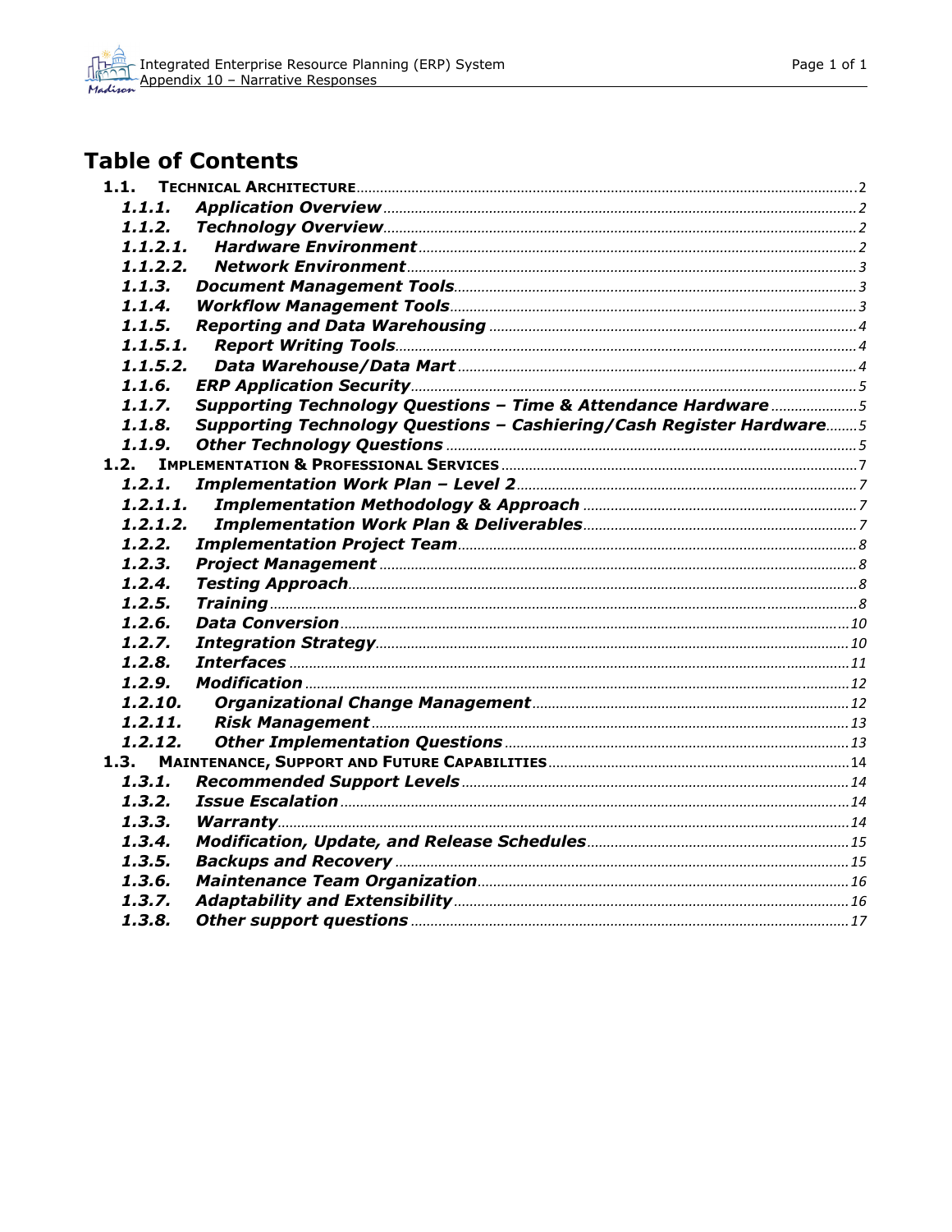# Table of Contents

- **1.1. TECHNICAL ARCHITECTURE** ... 2
  - ***1.1.1. Application Overview*** ... 2
  - ***1.1.2. Technology Overview*** ... 2
    - ***1.1.2.1. Hardware Environment*** ... 2
    - ***1.1.2.2. Network Environment*** ... 3
  - ***1.1.3. Document Management Tools*** ... 3
  - ***1.1.4. Workflow Management Tools*** ... 3
  - ***1.1.5. Reporting and Data Warehousing*** ... 4
    - ***1.1.5.1. Report Writing Tools*** ... 4
    - ***1.1.5.2. Data Warehouse/Data Mart*** ... 4
  - ***1.1.6. ERP Application Security*** ... 5
  - ***1.1.7. Supporting Technology Questions – Time & Attendance Hardware*** ... 5
  - ***1.1.8. Supporting Technology Questions – Cashiering/Cash Register Hardware*** ... 5
  - ***1.1.9. Other Technology Questions*** ... 5
- **1.2. IMPLEMENTATION & PROFESSIONAL SERVICES** ... 7
  - ***1.2.1. Implementation Work Plan – Level 2*** ... 7
    - ***1.2.1.1. Implementation Methodology & Approach*** ... 7
    - ***1.2.1.2. Implementation Work Plan & Deliverables*** ... 7
  - ***1.2.2. Implementation Project Team*** ... 8
  - ***1.2.3. Project Management*** ... 8
  - ***1.2.4. Testing Approach*** ... 8
  - ***1.2.5. Training*** ... 8
  - ***1.2.6. Data Conversion*** ... 10
  - ***1.2.7. Integration Strategy*** ... 10
  - ***1.2.8. Interfaces*** ... 11
  - ***1.2.9. Modification*** ... 12
  - ***1.2.10. Organizational Change Management*** ... 12
  - ***1.2.11. Risk Management*** ... 13
  - ***1.2.12. Other Implementation Questions*** ... 13
- **1.3. MAINTENANCE, SUPPORT AND FUTURE CAPABILITIES** ... 14
  - ***1.3.1. Recommended Support Levels*** ... 14
  - ***1.3.2. Issue Escalation*** ... 14
  - ***1.3.3. Warranty*** ... 14
  - ***1.3.4. Modification, Update, and Release Schedules*** ... 15
  - ***1.3.5. Backups and Recovery*** ... 15
  - ***1.3.6. Maintenance Team Organization*** ... 16
  - ***1.3.7. Adaptability and Extensibility*** ... 16
  - ***1.3.8. Other support questions*** ... 17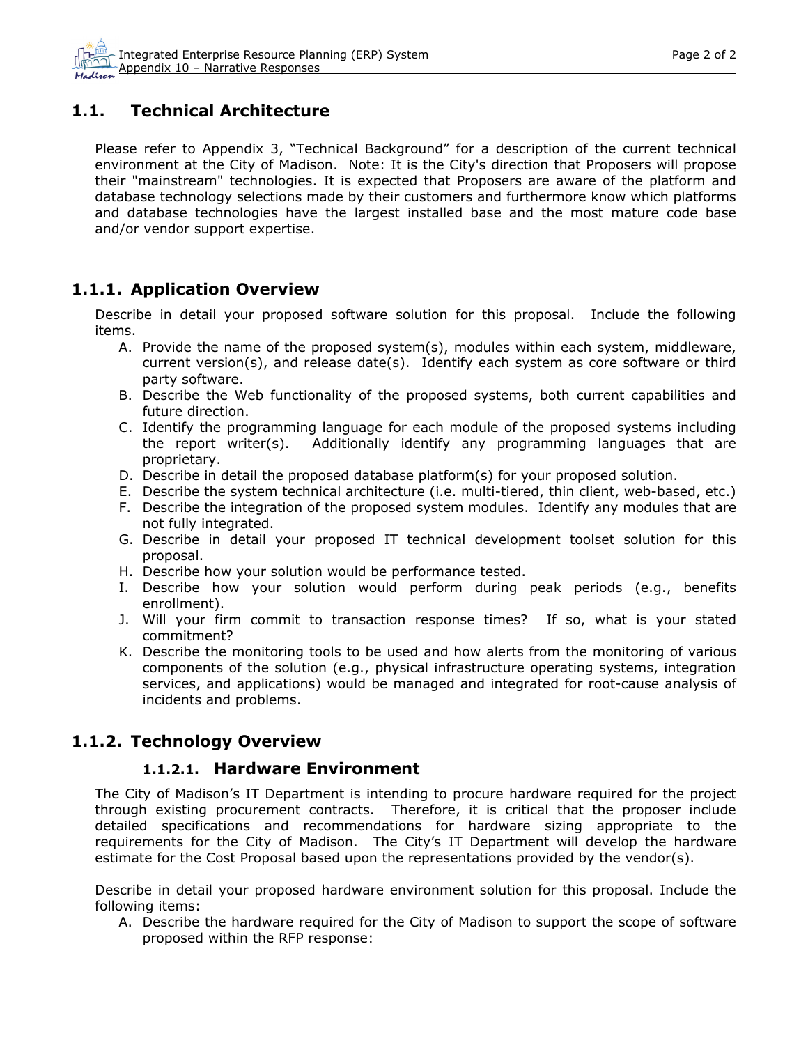## 1.1. Technical Architecture

Please refer to Appendix 3, "Technical Background" for a description of the current technical environment at the City of Madison. Note: It is the City's direction that Proposers will propose their "mainstream" technologies. It is expected that Proposers are aware of the platform and database technology selections made by their customers and furthermore know which platforms and database technologies have the largest installed base and the most mature code base and/or vendor support expertise.

### 1.1.1. Application Overview

Describe in detail your proposed software solution for this proposal. Include the following items.

A. Provide the name of the proposed system(s), modules within each system, middleware, current version(s), and release date(s). Identify each system as core software or third party software.
B. Describe the Web functionality of the proposed systems, both current capabilities and future direction.
C. Identify the programming language for each module of the proposed systems including the report writer(s). Additionally identify any programming languages that are proprietary.
D. Describe in detail the proposed database platform(s) for your proposed solution.
E. Describe the system technical architecture (i.e. multi-tiered, thin client, web-based, etc.)
F. Describe the integration of the proposed system modules. Identify any modules that are not fully integrated.
G. Describe in detail your proposed IT technical development toolset solution for this proposal.
H. Describe how your solution would be performance tested.
I. Describe how your solution would perform during peak periods (e.g., benefits enrollment).
J. Will your firm commit to transaction response times? If so, what is your stated commitment?
K. Describe the monitoring tools to be used and how alerts from the monitoring of various components of the solution (e.g., physical infrastructure operating systems, integration services, and applications) would be managed and integrated for root-cause analysis of incidents and problems.

### 1.1.2. Technology Overview

#### 1.1.2.1. Hardware Environment

The City of Madison's IT Department is intending to procure hardware required for the project through existing procurement contracts. Therefore, it is critical that the proposer include detailed specifications and recommendations for hardware sizing appropriate to the requirements for the City of Madison. The City's IT Department will develop the hardware estimate for the Cost Proposal based upon the representations provided by the vendor(s).

Describe in detail your proposed hardware environment solution for this proposal. Include the following items:

A. Describe the hardware required for the City of Madison to support the scope of software proposed within the RFP response: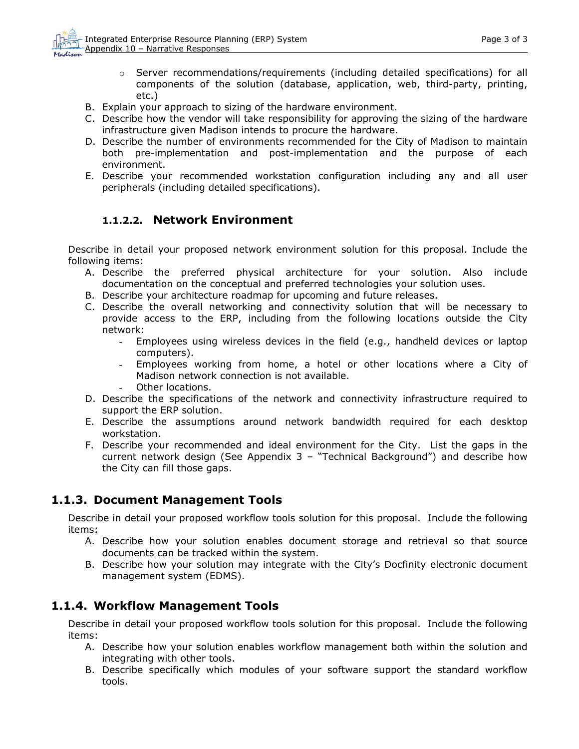- Server recommendations/requirements (including detailed specifications) for all components of the solution (database, application, web, third-party, printing, etc.)

B. Explain your approach to sizing of the hardware environment.
C. Describe how the vendor will take responsibility for approving the sizing of the hardware infrastructure given Madison intends to procure the hardware.
D. Describe the number of environments recommended for the City of Madison to maintain both pre-implementation and post-implementation and the purpose of each environment.
E. Describe your recommended workstation configuration including any and all user peripherals (including detailed specifications).

#### 1.1.2.2. Network Environment

Describe in detail your proposed network environment solution for this proposal. Include the following items:

A. Describe the preferred physical architecture for your solution. Also include documentation on the conceptual and preferred technologies your solution uses.
B. Describe your architecture roadmap for upcoming and future releases.
C. Describe the overall networking and connectivity solution that will be necessary to provide access to the ERP, including from the following locations outside the City network:
   - Employees using wireless devices in the field (e.g., handheld devices or laptop computers).
   - Employees working from home, a hotel or other locations where a City of Madison network connection is not available.
   - Other locations.
D. Describe the specifications of the network and connectivity infrastructure required to support the ERP solution.
E. Describe the assumptions around network bandwidth required for each desktop workstation.
F. Describe your recommended and ideal environment for the City. List the gaps in the current network design (See Appendix 3 – "Technical Background") and describe how the City can fill those gaps.

### 1.1.3. Document Management Tools

Describe in detail your proposed workflow tools solution for this proposal. Include the following items:

A. Describe how your solution enables document storage and retrieval so that source documents can be tracked within the system.
B. Describe how your solution may integrate with the City's Docfinity electronic document management system (EDMS).

### 1.1.4. Workflow Management Tools

Describe in detail your proposed workflow tools solution for this proposal. Include the following items:

A. Describe how your solution enables workflow management both within the solution and integrating with other tools.
B. Describe specifically which modules of your software support the standard workflow tools.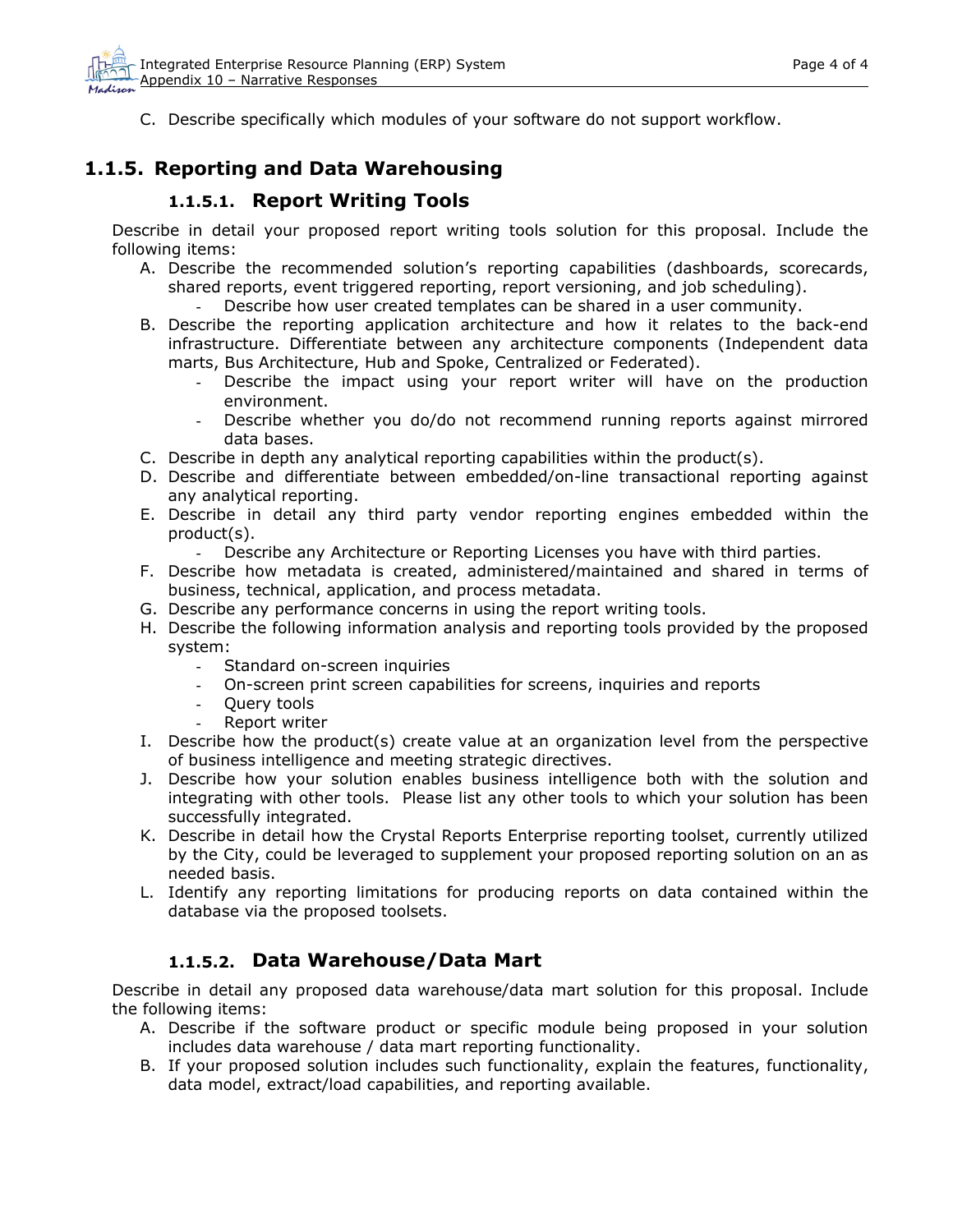C. Describe specifically which modules of your software do not support workflow.

## 1.1.5. Reporting and Data Warehousing

### 1.1.5.1. Report Writing Tools

Describe in detail your proposed report writing tools solution for this proposal. Include the following items:

A. Describe the recommended solution's reporting capabilities (dashboards, scorecards, shared reports, event triggered reporting, report versioning, and job scheduling).
   - Describe how user created templates can be shared in a user community.

B. Describe the reporting application architecture and how it relates to the back-end infrastructure. Differentiate between any architecture components (Independent data marts, Bus Architecture, Hub and Spoke, Centralized or Federated).
   - Describe the impact using your report writer will have on the production environment.
   - Describe whether you do/do not recommend running reports against mirrored data bases.

C. Describe in depth any analytical reporting capabilities within the product(s).

D. Describe and differentiate between embedded/on-line transactional reporting against any analytical reporting.

E. Describe in detail any third party vendor reporting engines embedded within the product(s).
   - Describe any Architecture or Reporting Licenses you have with third parties.

F. Describe how metadata is created, administered/maintained and shared in terms of business, technical, application, and process metadata.

G. Describe any performance concerns in using the report writing tools.

H. Describe the following information analysis and reporting tools provided by the proposed system:
   - Standard on-screen inquiries
   - On-screen print screen capabilities for screens, inquiries and reports
   - Query tools
   - Report writer

I. Describe how the product(s) create value at an organization level from the perspective of business intelligence and meeting strategic directives.

J. Describe how your solution enables business intelligence both with the solution and integrating with other tools. Please list any other tools to which your solution has been successfully integrated.

K. Describe in detail how the Crystal Reports Enterprise reporting toolset, currently utilized by the City, could be leveraged to supplement your proposed reporting solution on an as needed basis.

L. Identify any reporting limitations for producing reports on data contained within the database via the proposed toolsets.

### 1.1.5.2. Data Warehouse/Data Mart

Describe in detail any proposed data warehouse/data mart solution for this proposal. Include the following items:

A. Describe if the software product or specific module being proposed in your solution includes data warehouse / data mart reporting functionality.

B. If your proposed solution includes such functionality, explain the features, functionality, data model, extract/load capabilities, and reporting available.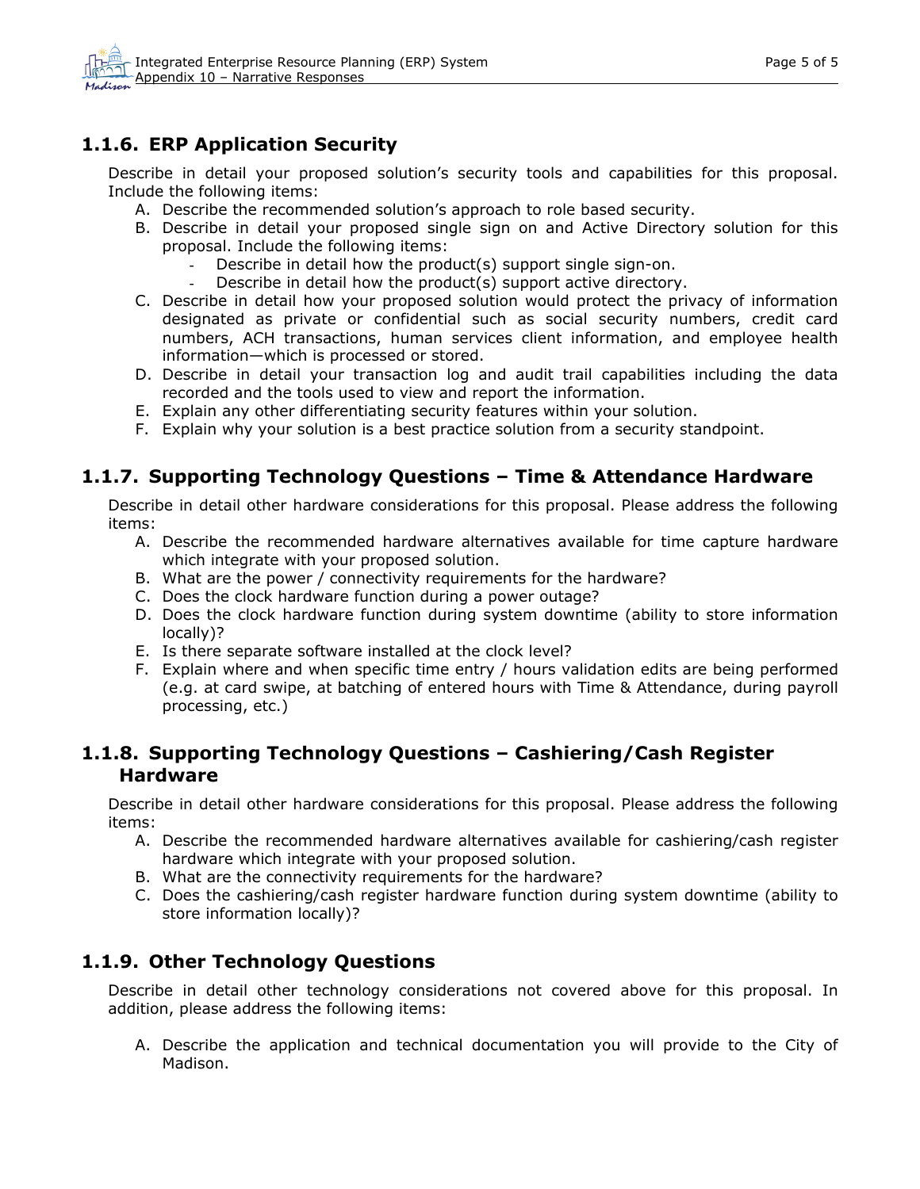## 1.1.6. ERP Application Security

Describe in detail your proposed solution's security tools and capabilities for this proposal. Include the following items:

A. Describe the recommended solution's approach to role based security.
B. Describe in detail your proposed single sign on and Active Directory solution for this proposal. Include the following items:
   - Describe in detail how the product(s) support single sign-on.
   - Describe in detail how the product(s) support active directory.
C. Describe in detail how your proposed solution would protect the privacy of information designated as private or confidential such as social security numbers, credit card numbers, ACH transactions, human services client information, and employee health information—which is processed or stored.
D. Describe in detail your transaction log and audit trail capabilities including the data recorded and the tools used to view and report the information.
E. Explain any other differentiating security features within your solution.
F. Explain why your solution is a best practice solution from a security standpoint.

## 1.1.7. Supporting Technology Questions – Time & Attendance Hardware

Describe in detail other hardware considerations for this proposal. Please address the following items:

A. Describe the recommended hardware alternatives available for time capture hardware which integrate with your proposed solution.
B. What are the power / connectivity requirements for the hardware?
C. Does the clock hardware function during a power outage?
D. Does the clock hardware function during system downtime (ability to store information locally)?
E. Is there separate software installed at the clock level?
F. Explain where and when specific time entry / hours validation edits are being performed (e.g. at card swipe, at batching of entered hours with Time & Attendance, during payroll processing, etc.)

## 1.1.8. Supporting Technology Questions – Cashiering/Cash Register Hardware

Describe in detail other hardware considerations for this proposal. Please address the following items:

A. Describe the recommended hardware alternatives available for cashiering/cash register hardware which integrate with your proposed solution.
B. What are the connectivity requirements for the hardware?
C. Does the cashiering/cash register hardware function during system downtime (ability to store information locally)?

## 1.1.9. Other Technology Questions

Describe in detail other technology considerations not covered above for this proposal. In addition, please address the following items:

A. Describe the application and technical documentation you will provide to the City of Madison.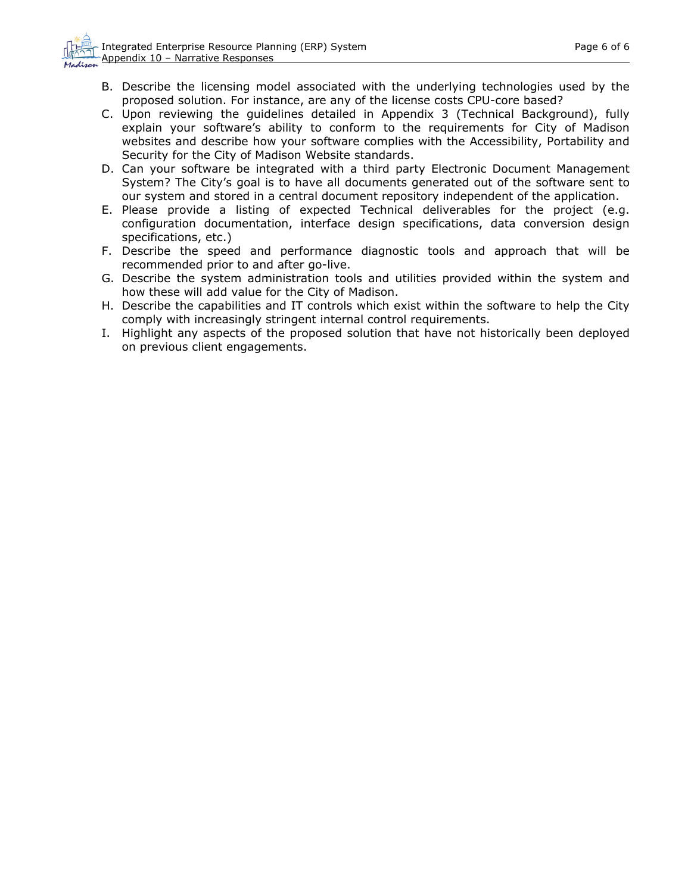B. Describe the licensing model associated with the underlying technologies used by the proposed solution. For instance, are any of the license costs CPU-core based?
C. Upon reviewing the guidelines detailed in Appendix 3 (Technical Background), fully explain your software's ability to conform to the requirements for City of Madison websites and describe how your software complies with the Accessibility, Portability and Security for the City of Madison Website standards.
D. Can your software be integrated with a third party Electronic Document Management System? The City's goal is to have all documents generated out of the software sent to our system and stored in a central document repository independent of the application.
E. Please provide a listing of expected Technical deliverables for the project (e.g. configuration documentation, interface design specifications, data conversion design specifications, etc.)
F. Describe the speed and performance diagnostic tools and approach that will be recommended prior to and after go-live.
G. Describe the system administration tools and utilities provided within the system and how these will add value for the City of Madison.
H. Describe the capabilities and IT controls which exist within the software to help the City comply with increasingly stringent internal control requirements.
I. Highlight any aspects of the proposed solution that have not historically been deployed on previous client engagements.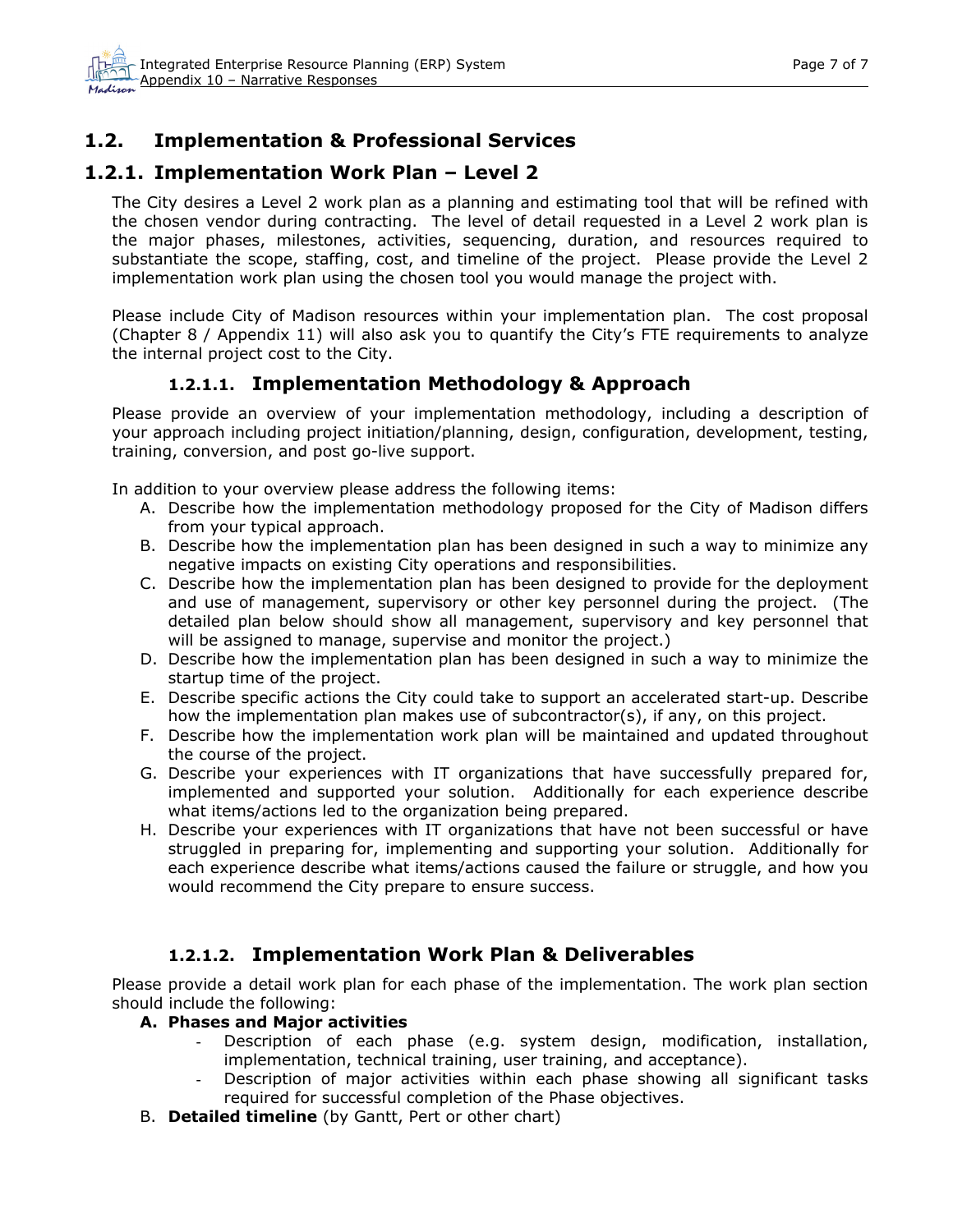## 1.2. Implementation & Professional Services

## 1.2.1. Implementation Work Plan – Level 2

The City desires a Level 2 work plan as a planning and estimating tool that will be refined with the chosen vendor during contracting. The level of detail requested in a Level 2 work plan is the major phases, milestones, activities, sequencing, duration, and resources required to substantiate the scope, staffing, cost, and timeline of the project. Please provide the Level 2 implementation work plan using the chosen tool you would manage the project with.

Please include City of Madison resources within your implementation plan. The cost proposal (Chapter 8 / Appendix 11) will also ask you to quantify the City's FTE requirements to analyze the internal project cost to the City.

### 1.2.1.1. Implementation Methodology & Approach

Please provide an overview of your implementation methodology, including a description of your approach including project initiation/planning, design, configuration, development, testing, training, conversion, and post go-live support.

In addition to your overview please address the following items:

A. Describe how the implementation methodology proposed for the City of Madison differs from your typical approach.
B. Describe how the implementation plan has been designed in such a way to minimize any negative impacts on existing City operations and responsibilities.
C. Describe how the implementation plan has been designed to provide for the deployment and use of management, supervisory or other key personnel during the project. (The detailed plan below should show all management, supervisory and key personnel that will be assigned to manage, supervise and monitor the project.)
D. Describe how the implementation plan has been designed in such a way to minimize the startup time of the project.
E. Describe specific actions the City could take to support an accelerated start-up. Describe how the implementation plan makes use of subcontractor(s), if any, on this project.
F. Describe how the implementation work plan will be maintained and updated throughout the course of the project.
G. Describe your experiences with IT organizations that have successfully prepared for, implemented and supported your solution. Additionally for each experience describe what items/actions led to the organization being prepared.
H. Describe your experiences with IT organizations that have not been successful or have struggled in preparing for, implementing and supporting your solution. Additionally for each experience describe what items/actions caused the failure or struggle, and how you would recommend the City prepare to ensure success.

### 1.2.1.2. Implementation Work Plan & Deliverables

Please provide a detail work plan for each phase of the implementation. The work plan section should include the following:

**A. Phases and Major activities**

- Description of each phase (e.g. system design, modification, installation, implementation, technical training, user training, and acceptance).
- Description of major activities within each phase showing all significant tasks required for successful completion of the Phase objectives.

B. **Detailed timeline** (by Gantt, Pert or other chart)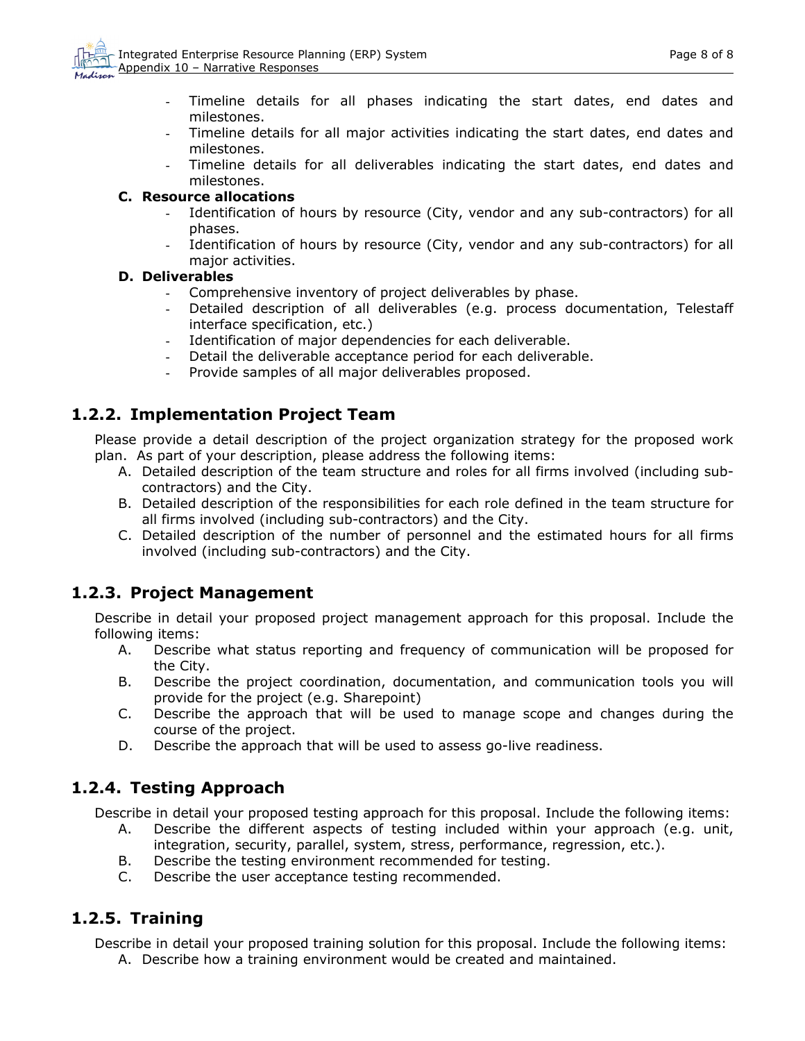- Timeline details for all phases indicating the start dates, end dates and milestones.
- Timeline details for all major activities indicating the start dates, end dates and milestones.
- Timeline details for all deliverables indicating the start dates, end dates and milestones.

**C. Resource allocations**

- Identification of hours by resource (City, vendor and any sub-contractors) for all phases.
- Identification of hours by resource (City, vendor and any sub-contractors) for all major activities.

**D. Deliverables**

- Comprehensive inventory of project deliverables by phase.
- Detailed description of all deliverables (e.g. process documentation, Telestaff interface specification, etc.)
- Identification of major dependencies for each deliverable.
- Detail the deliverable acceptance period for each deliverable.
- Provide samples of all major deliverables proposed.

## 1.2.2. Implementation Project Team

Please provide a detail description of the project organization strategy for the proposed work plan. As part of your description, please address the following items:

A. Detailed description of the team structure and roles for all firms involved (including sub-contractors) and the City.
B. Detailed description of the responsibilities for each role defined in the team structure for all firms involved (including sub-contractors) and the City.
C. Detailed description of the number of personnel and the estimated hours for all firms involved (including sub-contractors) and the City.

## 1.2.3. Project Management

Describe in detail your proposed project management approach for this proposal. Include the following items:

A. Describe what status reporting and frequency of communication will be proposed for the City.
B. Describe the project coordination, documentation, and communication tools you will provide for the project (e.g. Sharepoint)
C. Describe the approach that will be used to manage scope and changes during the course of the project.
D. Describe the approach that will be used to assess go-live readiness.

## 1.2.4. Testing Approach

Describe in detail your proposed testing approach for this proposal. Include the following items:

A. Describe the different aspects of testing included within your approach (e.g. unit, integration, security, parallel, system, stress, performance, regression, etc.).
B. Describe the testing environment recommended for testing.
C. Describe the user acceptance testing recommended.

## 1.2.5. Training

Describe in detail your proposed training solution for this proposal. Include the following items:

A. Describe how a training environment would be created and maintained.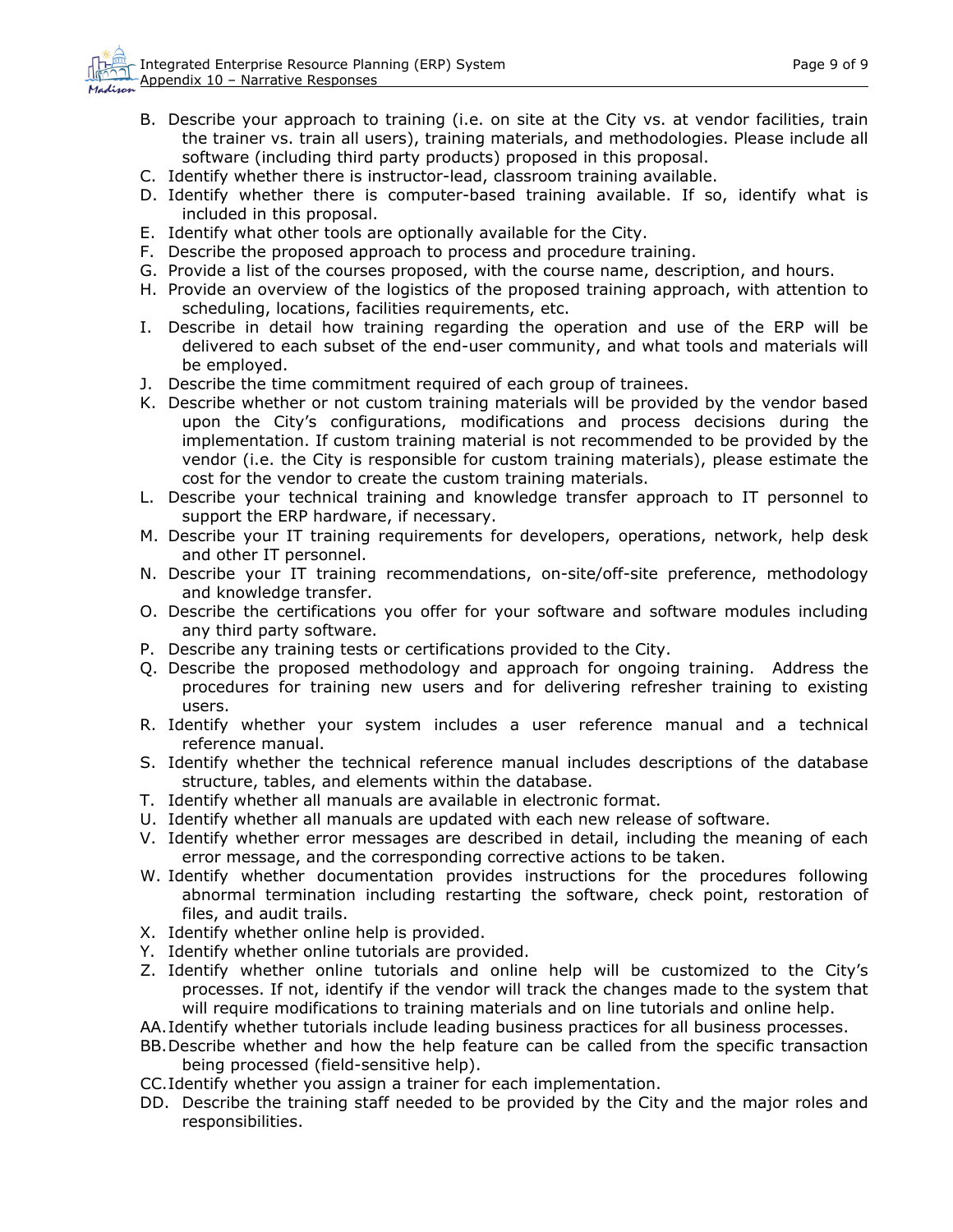B. Describe your approach to training (i.e. on site at the City vs. at vendor facilities, train the trainer vs. train all users), training materials, and methodologies. Please include all software (including third party products) proposed in this proposal.
C. Identify whether there is instructor-lead, classroom training available.
D. Identify whether there is computer-based training available. If so, identify what is included in this proposal.
E. Identify what other tools are optionally available for the City.
F. Describe the proposed approach to process and procedure training.
G. Provide a list of the courses proposed, with the course name, description, and hours.
H. Provide an overview of the logistics of the proposed training approach, with attention to scheduling, locations, facilities requirements, etc.
I. Describe in detail how training regarding the operation and use of the ERP will be delivered to each subset of the end-user community, and what tools and materials will be employed.
J. Describe the time commitment required of each group of trainees.
K. Describe whether or not custom training materials will be provided by the vendor based upon the City's configurations, modifications and process decisions during the implementation. If custom training material is not recommended to be provided by the vendor (i.e. the City is responsible for custom training materials), please estimate the cost for the vendor to create the custom training materials.
L. Describe your technical training and knowledge transfer approach to IT personnel to support the ERP hardware, if necessary.
M. Describe your IT training requirements for developers, operations, network, help desk and other IT personnel.
N. Describe your IT training recommendations, on-site/off-site preference, methodology and knowledge transfer.
O. Describe the certifications you offer for your software and software modules including any third party software.
P. Describe any training tests or certifications provided to the City.
Q. Describe the proposed methodology and approach for ongoing training. Address the procedures for training new users and for delivering refresher training to existing users.
R. Identify whether your system includes a user reference manual and a technical reference manual.
S. Identify whether the technical reference manual includes descriptions of the database structure, tables, and elements within the database.
T. Identify whether all manuals are available in electronic format.
U. Identify whether all manuals are updated with each new release of software.
V. Identify whether error messages are described in detail, including the meaning of each error message, and the corresponding corrective actions to be taken.
W. Identify whether documentation provides instructions for the procedures following abnormal termination including restarting the software, check point, restoration of files, and audit trails.
X. Identify whether online help is provided.
Y. Identify whether online tutorials are provided.
Z. Identify whether online tutorials and online help will be customized to the City's processes. If not, identify if the vendor will track the changes made to the system that will require modifications to training materials and on line tutorials and online help.
AA. Identify whether tutorials include leading business practices for all business processes.
BB. Describe whether and how the help feature can be called from the specific transaction being processed (field-sensitive help).
CC. Identify whether you assign a trainer for each implementation.
DD. Describe the training staff needed to be provided by the City and the major roles and responsibilities.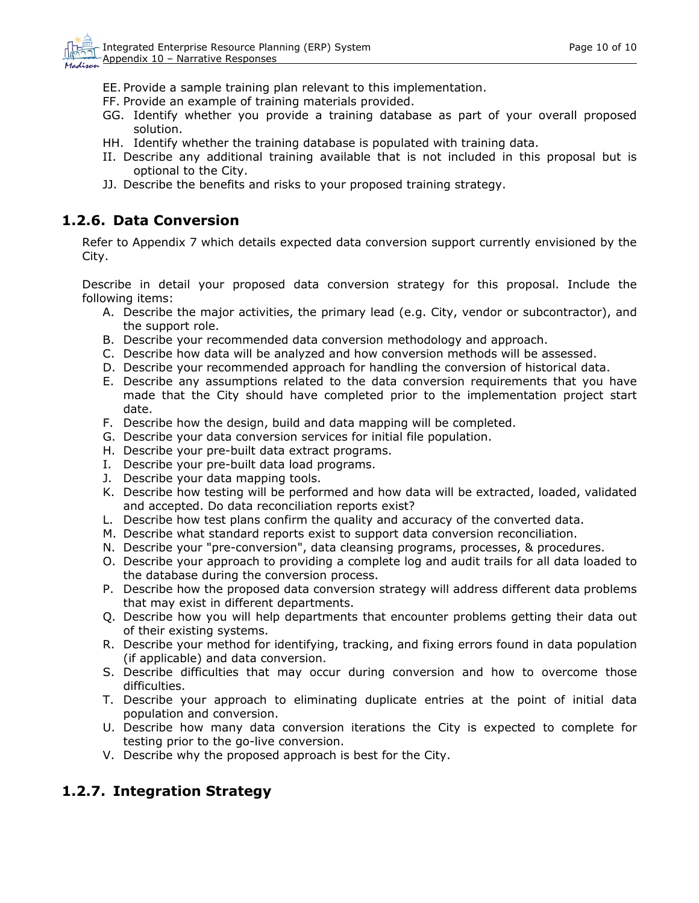EE. Provide a sample training plan relevant to this implementation.
FF. Provide an example of training materials provided.
GG. Identify whether you provide a training database as part of your overall proposed solution.
HH. Identify whether the training database is populated with training data.
II. Describe any additional training available that is not included in this proposal but is optional to the City.
JJ. Describe the benefits and risks to your proposed training strategy.

## 1.2.6. Data Conversion

Refer to Appendix 7 which details expected data conversion support currently envisioned by the City.

Describe in detail your proposed data conversion strategy for this proposal. Include the following items:

A. Describe the major activities, the primary lead (e.g. City, vendor or subcontractor), and the support role.
B. Describe your recommended data conversion methodology and approach.
C. Describe how data will be analyzed and how conversion methods will be assessed.
D. Describe your recommended approach for handling the conversion of historical data.
E. Describe any assumptions related to the data conversion requirements that you have made that the City should have completed prior to the implementation project start date.
F. Describe how the design, build and data mapping will be completed.
G. Describe your data conversion services for initial file population.
H. Describe your pre-built data extract programs.
I. Describe your pre-built data load programs.
J. Describe your data mapping tools.
K. Describe how testing will be performed and how data will be extracted, loaded, validated and accepted. Do data reconciliation reports exist?
L. Describe how test plans confirm the quality and accuracy of the converted data.
M. Describe what standard reports exist to support data conversion reconciliation.
N. Describe your "pre-conversion", data cleansing programs, processes, & procedures.
O. Describe your approach to providing a complete log and audit trails for all data loaded to the database during the conversion process.
P. Describe how the proposed data conversion strategy will address different data problems that may exist in different departments.
Q. Describe how you will help departments that encounter problems getting their data out of their existing systems.
R. Describe your method for identifying, tracking, and fixing errors found in data population (if applicable) and data conversion.
S. Describe difficulties that may occur during conversion and how to overcome those difficulties.
T. Describe your approach to eliminating duplicate entries at the point of initial data population and conversion.
U. Describe how many data conversion iterations the City is expected to complete for testing prior to the go-live conversion.
V. Describe why the proposed approach is best for the City.

## 1.2.7. Integration Strategy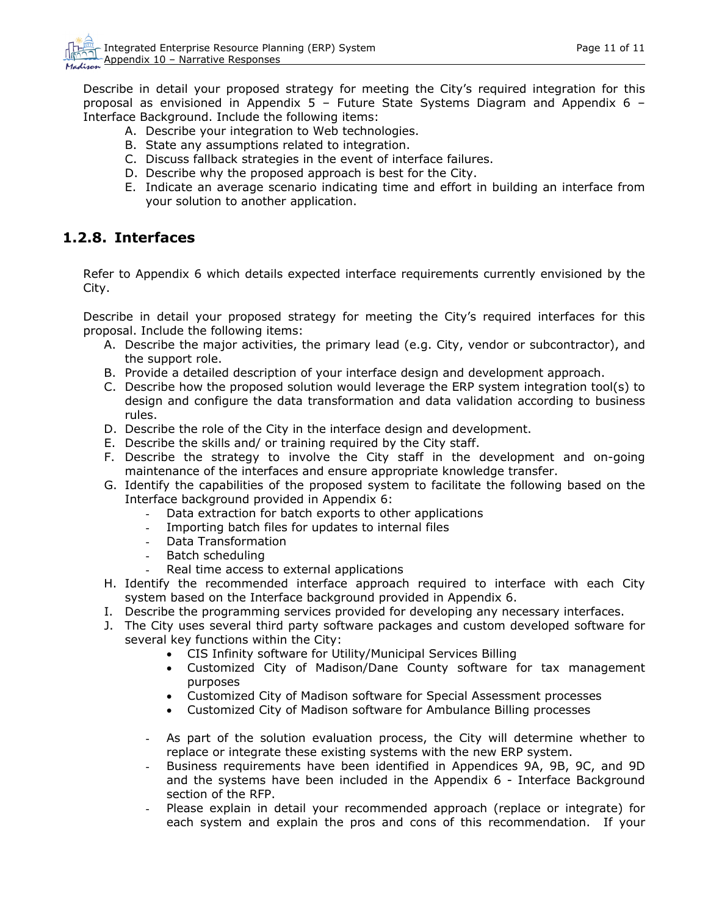Describe in detail your proposed strategy for meeting the City's required integration for this proposal as envisioned in Appendix 5 – Future State Systems Diagram and Appendix 6 – Interface Background. Include the following items:

A. Describe your integration to Web technologies.
B. State any assumptions related to integration.
C. Discuss fallback strategies in the event of interface failures.
D. Describe why the proposed approach is best for the City.
E. Indicate an average scenario indicating time and effort in building an interface from your solution to another application.

### 1.2.8. Interfaces

Refer to Appendix 6 which details expected interface requirements currently envisioned by the City.

Describe in detail your proposed strategy for meeting the City's required interfaces for this proposal. Include the following items:

A. Describe the major activities, the primary lead (e.g. City, vendor or subcontractor), and the support role.
B. Provide a detailed description of your interface design and development approach.
C. Describe how the proposed solution would leverage the ERP system integration tool(s) to design and configure the data transformation and data validation according to business rules.
D. Describe the role of the City in the interface design and development.
E. Describe the skills and/ or training required by the City staff.
F. Describe the strategy to involve the City staff in the development and on-going maintenance of the interfaces and ensure appropriate knowledge transfer.
G. Identify the capabilities of the proposed system to facilitate the following based on the Interface background provided in Appendix 6:
   - Data extraction for batch exports to other applications
   - Importing batch files for updates to internal files
   - Data Transformation
   - Batch scheduling
   - Real time access to external applications
H. Identify the recommended interface approach required to interface with each City system based on the Interface background provided in Appendix 6.
I. Describe the programming services provided for developing any necessary interfaces.
J. The City uses several third party software packages and custom developed software for several key functions within the City:
   - CIS Infinity software for Utility/Municipal Services Billing
   - Customized City of Madison/Dane County software for tax management purposes
   - Customized City of Madison software for Special Assessment processes
   - Customized City of Madison software for Ambulance Billing processes

   - As part of the solution evaluation process, the City will determine whether to replace or integrate these existing systems with the new ERP system.
   - Business requirements have been identified in Appendices 9A, 9B, 9C, and 9D and the systems have been included in the Appendix 6 - Interface Background section of the RFP.
   - Please explain in detail your recommended approach (replace or integrate) for each system and explain the pros and cons of this recommendation. If your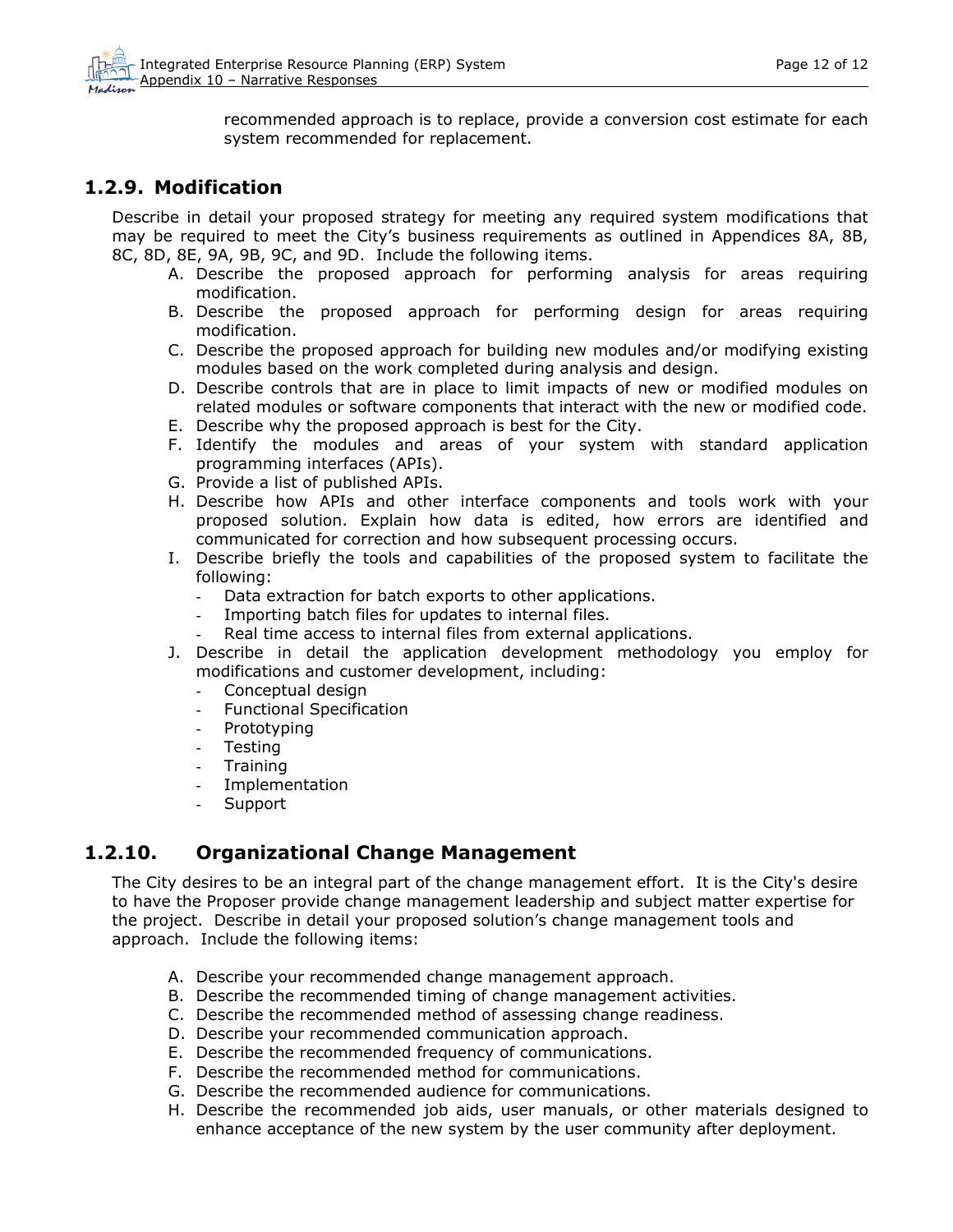recommended approach is to replace, provide a conversion cost estimate for each system recommended for replacement.

### 1.2.9. Modification

Describe in detail your proposed strategy for meeting any required system modifications that may be required to meet the City's business requirements as outlined in Appendices 8A, 8B, 8C, 8D, 8E, 9A, 9B, 9C, and 9D. Include the following items.

A. Describe the proposed approach for performing analysis for areas requiring modification.
B. Describe the proposed approach for performing design for areas requiring modification.
C. Describe the proposed approach for building new modules and/or modifying existing modules based on the work completed during analysis and design.
D. Describe controls that are in place to limit impacts of new or modified modules on related modules or software components that interact with the new or modified code.
E. Describe why the proposed approach is best for the City.
F. Identify the modules and areas of your system with standard application programming interfaces (APIs).
G. Provide a list of published APIs.
H. Describe how APIs and other interface components and tools work with your proposed solution. Explain how data is edited, how errors are identified and communicated for correction and how subsequent processing occurs.
I. Describe briefly the tools and capabilities of the proposed system to facilitate the following:
   - Data extraction for batch exports to other applications.
   - Importing batch files for updates to internal files.
   - Real time access to internal files from external applications.
J. Describe in detail the application development methodology you employ for modifications and customer development, including:
   - Conceptual design
   - Functional Specification
   - Prototyping
   - Testing
   - Training
   - Implementation
   - Support

### 1.2.10. Organizational Change Management

The City desires to be an integral part of the change management effort. It is the City's desire to have the Proposer provide change management leadership and subject matter expertise for the project. Describe in detail your proposed solution's change management tools and approach. Include the following items:

A. Describe your recommended change management approach.
B. Describe the recommended timing of change management activities.
C. Describe the recommended method of assessing change readiness.
D. Describe your recommended communication approach.
E. Describe the recommended frequency of communications.
F. Describe the recommended method for communications.
G. Describe the recommended audience for communications.
H. Describe the recommended job aids, user manuals, or other materials designed to enhance acceptance of the new system by the user community after deployment.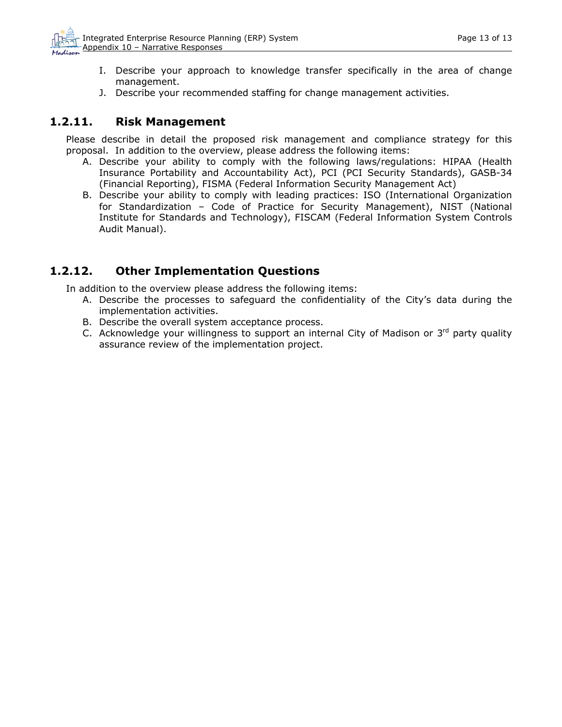I. Describe your approach to knowledge transfer specifically in the area of change management.
J. Describe your recommended staffing for change management activities.

### 1.2.11. Risk Management

Please describe in detail the proposed risk management and compliance strategy for this proposal. In addition to the overview, please address the following items:

A. Describe your ability to comply with the following laws/regulations: HIPAA (Health Insurance Portability and Accountability Act), PCI (PCI Security Standards), GASB-34 (Financial Reporting), FISMA (Federal Information Security Management Act)
B. Describe your ability to comply with leading practices: ISO (International Organization for Standardization – Code of Practice for Security Management), NIST (National Institute for Standards and Technology), FISCAM (Federal Information System Controls Audit Manual).

### 1.2.12. Other Implementation Questions

In addition to the overview please address the following items:

A. Describe the processes to safeguard the confidentiality of the City's data during the implementation activities.
B. Describe the overall system acceptance process.
C. Acknowledge your willingness to support an internal City of Madison or 3rd party quality assurance review of the implementation project.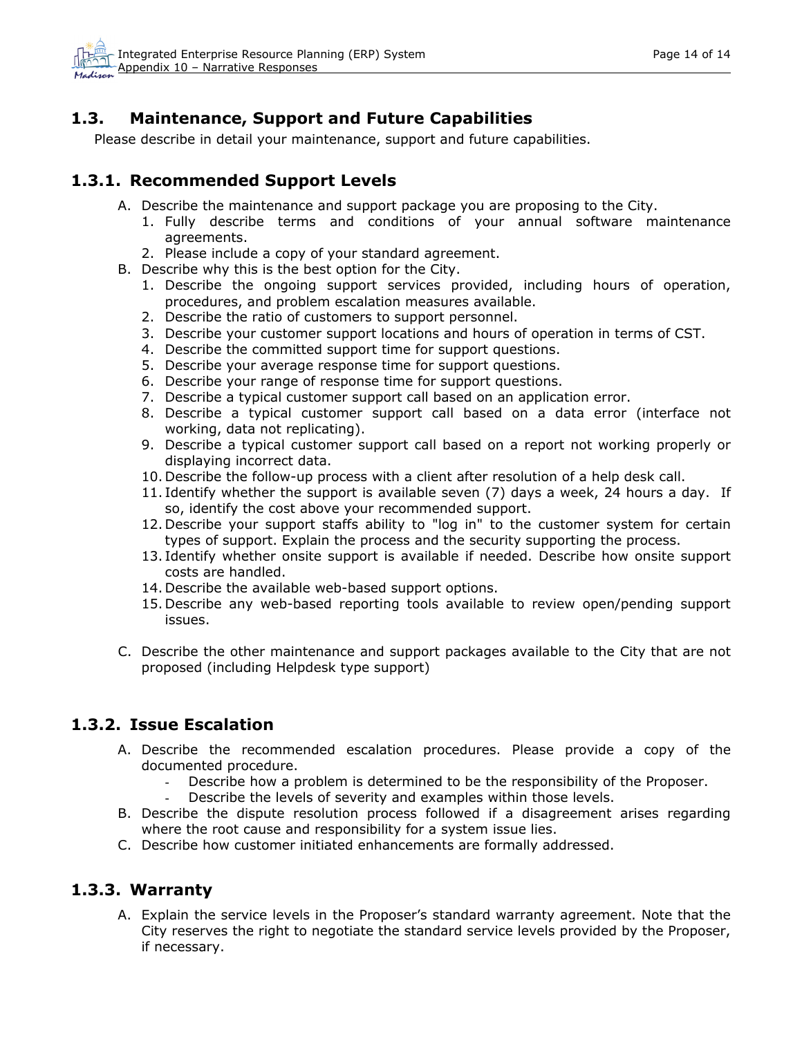## 1.3. Maintenance, Support and Future Capabilities

Please describe in detail your maintenance, support and future capabilities.

### 1.3.1. Recommended Support Levels

A. Describe the maintenance and support package you are proposing to the City.
   1. Fully describe terms and conditions of your annual software maintenance agreements.
   2. Please include a copy of your standard agreement.

B. Describe why this is the best option for the City.
   1. Describe the ongoing support services provided, including hours of operation, procedures, and problem escalation measures available.
   2. Describe the ratio of customers to support personnel.
   3. Describe your customer support locations and hours of operation in terms of CST.
   4. Describe the committed support time for support questions.
   5. Describe your average response time for support questions.
   6. Describe your range of response time for support questions.
   7. Describe a typical customer support call based on an application error.
   8. Describe a typical customer support call based on a data error (interface not working, data not replicating).
   9. Describe a typical customer support call based on a report not working properly or displaying incorrect data.
   10. Describe the follow-up process with a client after resolution of a help desk call.
   11. Identify whether the support is available seven (7) days a week, 24 hours a day. If so, identify the cost above your recommended support.
   12. Describe your support staffs ability to "log in" to the customer system for certain types of support. Explain the process and the security supporting the process.
   13. Identify whether onsite support is available if needed. Describe how onsite support costs are handled.
   14. Describe the available web-based support options.
   15. Describe any web-based reporting tools available to review open/pending support issues.

C. Describe the other maintenance and support packages available to the City that are not proposed (including Helpdesk type support)

### 1.3.2. Issue Escalation

A. Describe the recommended escalation procedures. Please provide a copy of the documented procedure.
   - Describe how a problem is determined to be the responsibility of the Proposer.
   - Describe the levels of severity and examples within those levels.

B. Describe the dispute resolution process followed if a disagreement arises regarding where the root cause and responsibility for a system issue lies.

C. Describe how customer initiated enhancements are formally addressed.

### 1.3.3. Warranty

A. Explain the service levels in the Proposer's standard warranty agreement. Note that the City reserves the right to negotiate the standard service levels provided by the Proposer, if necessary.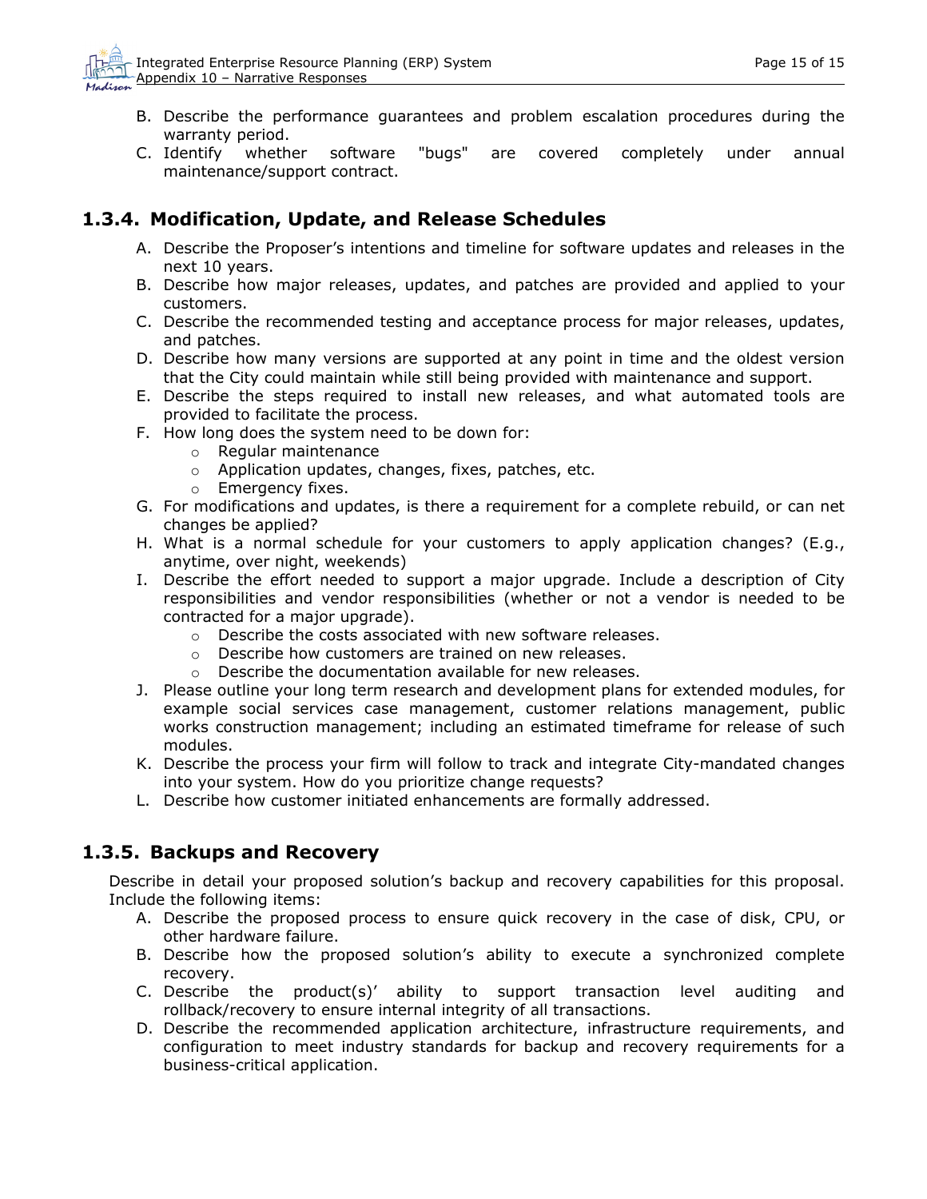B. Describe the performance guarantees and problem escalation procedures during the warranty period.
C. Identify whether software "bugs" are covered completely under annual maintenance/support contract.

### 1.3.4. Modification, Update, and Release Schedules

A. Describe the Proposer's intentions and timeline for software updates and releases in the next 10 years.
B. Describe how major releases, updates, and patches are provided and applied to your customers.
C. Describe the recommended testing and acceptance process for major releases, updates, and patches.
D. Describe how many versions are supported at any point in time and the oldest version that the City could maintain while still being provided with maintenance and support.
E. Describe the steps required to install new releases, and what automated tools are provided to facilitate the process.
F. How long does the system need to be down for:
   - Regular maintenance
   - Application updates, changes, fixes, patches, etc.
   - Emergency fixes.
G. For modifications and updates, is there a requirement for a complete rebuild, or can net changes be applied?
H. What is a normal schedule for your customers to apply application changes? (E.g., anytime, over night, weekends)
I. Describe the effort needed to support a major upgrade. Include a description of City responsibilities and vendor responsibilities (whether or not a vendor is needed to be contracted for a major upgrade).
   - Describe the costs associated with new software releases.
   - Describe how customers are trained on new releases.
   - Describe the documentation available for new releases.
J. Please outline your long term research and development plans for extended modules, for example social services case management, customer relations management, public works construction management; including an estimated timeframe for release of such modules.
K. Describe the process your firm will follow to track and integrate City-mandated changes into your system. How do you prioritize change requests?
L. Describe how customer initiated enhancements are formally addressed.

### 1.3.5. Backups and Recovery

Describe in detail your proposed solution's backup and recovery capabilities for this proposal. Include the following items:

A. Describe the proposed process to ensure quick recovery in the case of disk, CPU, or other hardware failure.
B. Describe how the proposed solution's ability to execute a synchronized complete recovery.
C. Describe the product(s)' ability to support transaction level auditing and rollback/recovery to ensure internal integrity of all transactions.
D. Describe the recommended application architecture, infrastructure requirements, and configuration to meet industry standards for backup and recovery requirements for a business-critical application.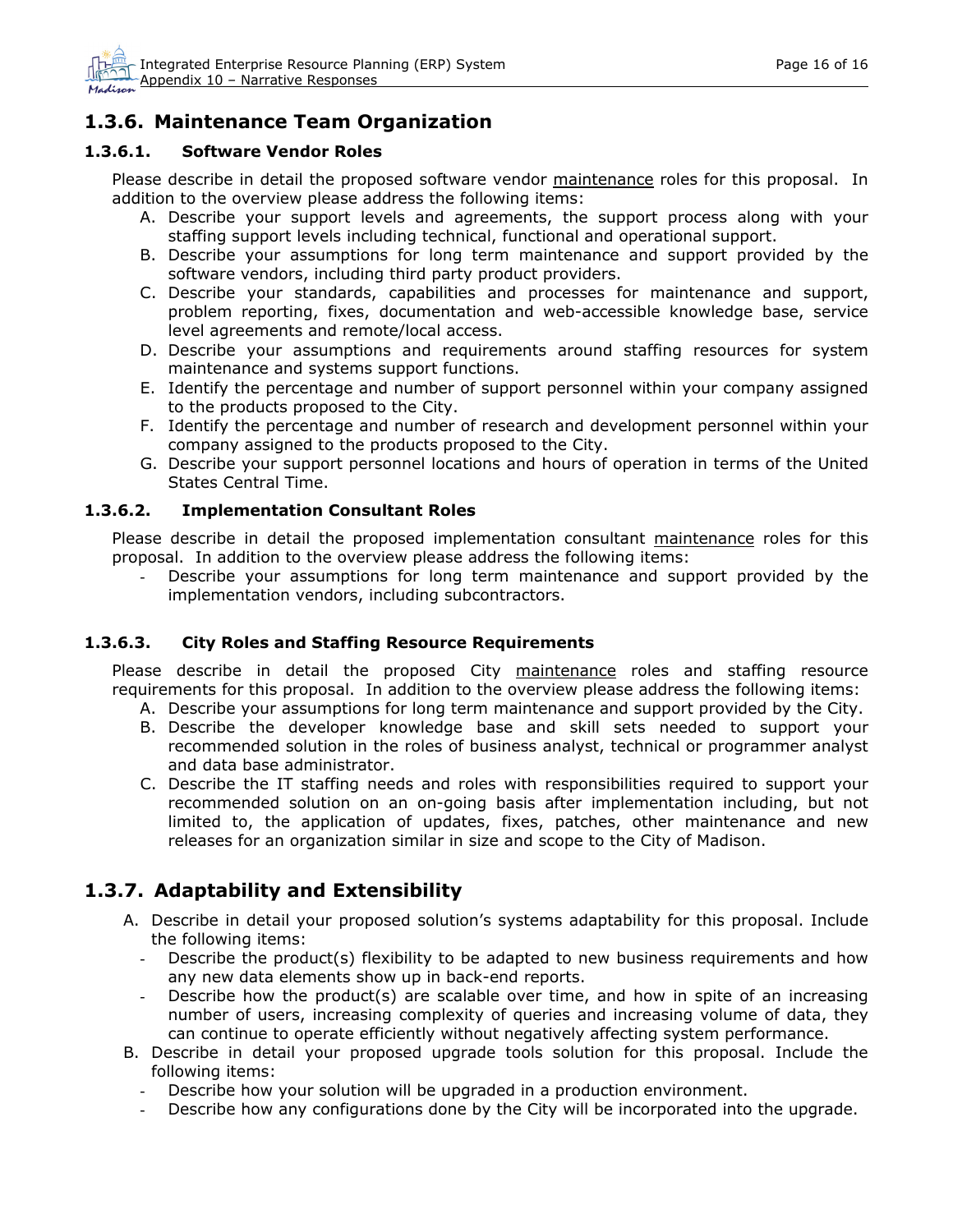## 1.3.6. Maintenance Team Organization

### 1.3.6.1. Software Vendor Roles

Please describe in detail the proposed software vendor maintenance roles for this proposal. In addition to the overview please address the following items:

A. Describe your support levels and agreements, the support process along with your staffing support levels including technical, functional and operational support.
B. Describe your assumptions for long term maintenance and support provided by the software vendors, including third party product providers.
C. Describe your standards, capabilities and processes for maintenance and support, problem reporting, fixes, documentation and web-accessible knowledge base, service level agreements and remote/local access.
D. Describe your assumptions and requirements around staffing resources for system maintenance and systems support functions.
E. Identify the percentage and number of support personnel within your company assigned to the products proposed to the City.
F. Identify the percentage and number of research and development personnel within your company assigned to the products proposed to the City.
G. Describe your support personnel locations and hours of operation in terms of the United States Central Time.

### 1.3.6.2. Implementation Consultant Roles

Please describe in detail the proposed implementation consultant maintenance roles for this proposal. In addition to the overview please address the following items:

- Describe your assumptions for long term maintenance and support provided by the implementation vendors, including subcontractors.

### 1.3.6.3. City Roles and Staffing Resource Requirements

Please describe in detail the proposed City maintenance roles and staffing resource requirements for this proposal. In addition to the overview please address the following items:

A. Describe your assumptions for long term maintenance and support provided by the City.
B. Describe the developer knowledge base and skill sets needed to support your recommended solution in the roles of business analyst, technical or programmer analyst and data base administrator.
C. Describe the IT staffing needs and roles with responsibilities required to support your recommended solution on an on-going basis after implementation including, but not limited to, the application of updates, fixes, patches, other maintenance and new releases for an organization similar in size and scope to the City of Madison.

## 1.3.7. Adaptability and Extensibility

A. Describe in detail your proposed solution's systems adaptability for this proposal. Include the following items:
   - Describe the product(s) flexibility to be adapted to new business requirements and how any new data elements show up in back-end reports.
   - Describe how the product(s) are scalable over time, and how in spite of an increasing number of users, increasing complexity of queries and increasing volume of data, they can continue to operate efficiently without negatively affecting system performance.
B. Describe in detail your proposed upgrade tools solution for this proposal. Include the following items:
   - Describe how your solution will be upgraded in a production environment.
   - Describe how any configurations done by the City will be incorporated into the upgrade.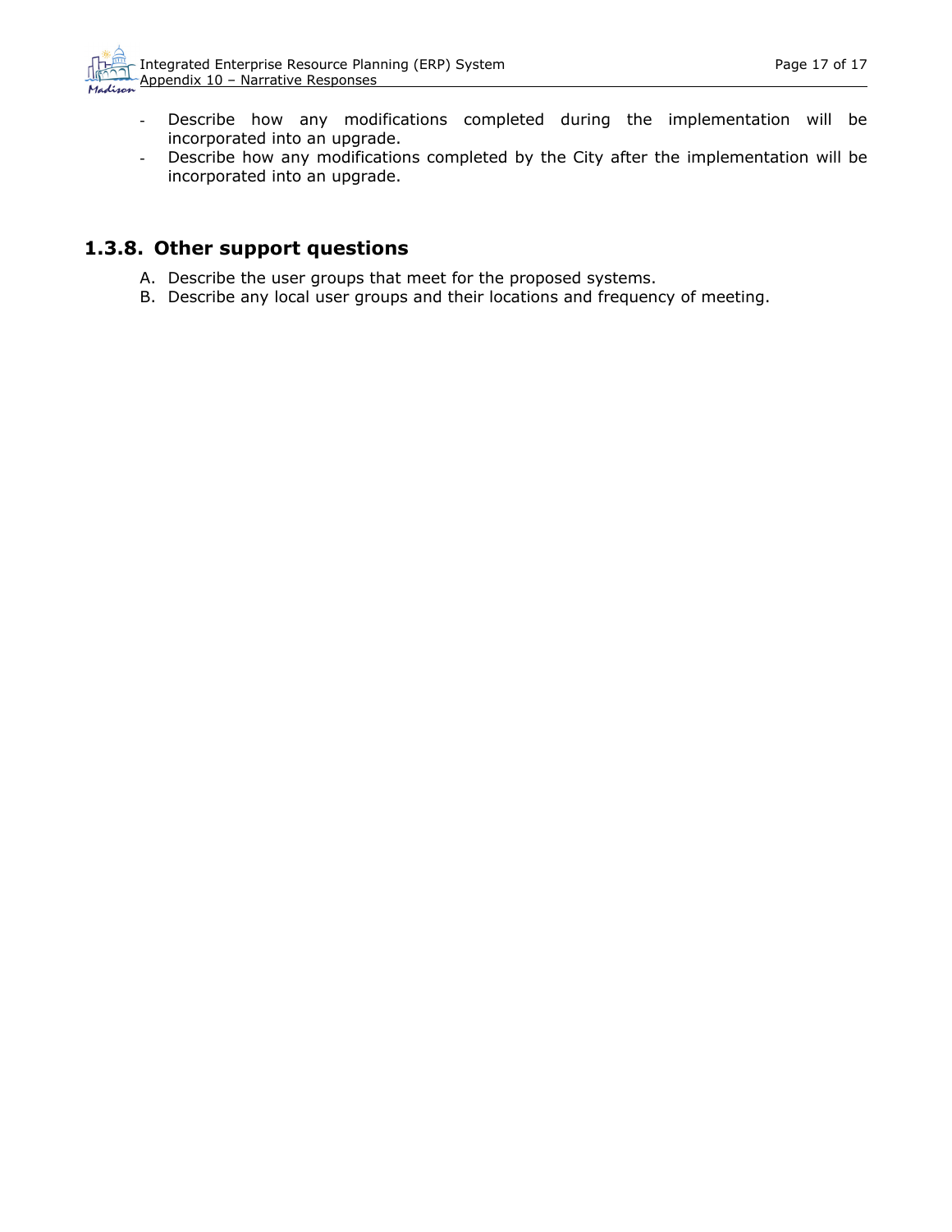- Describe how any modifications completed during the implementation will be incorporated into an upgrade.
- Describe how any modifications completed by the City after the implementation will be incorporated into an upgrade.

### 1.3.8. Other support questions

A. Describe the user groups that meet for the proposed systems.
B. Describe any local user groups and their locations and frequency of meeting.